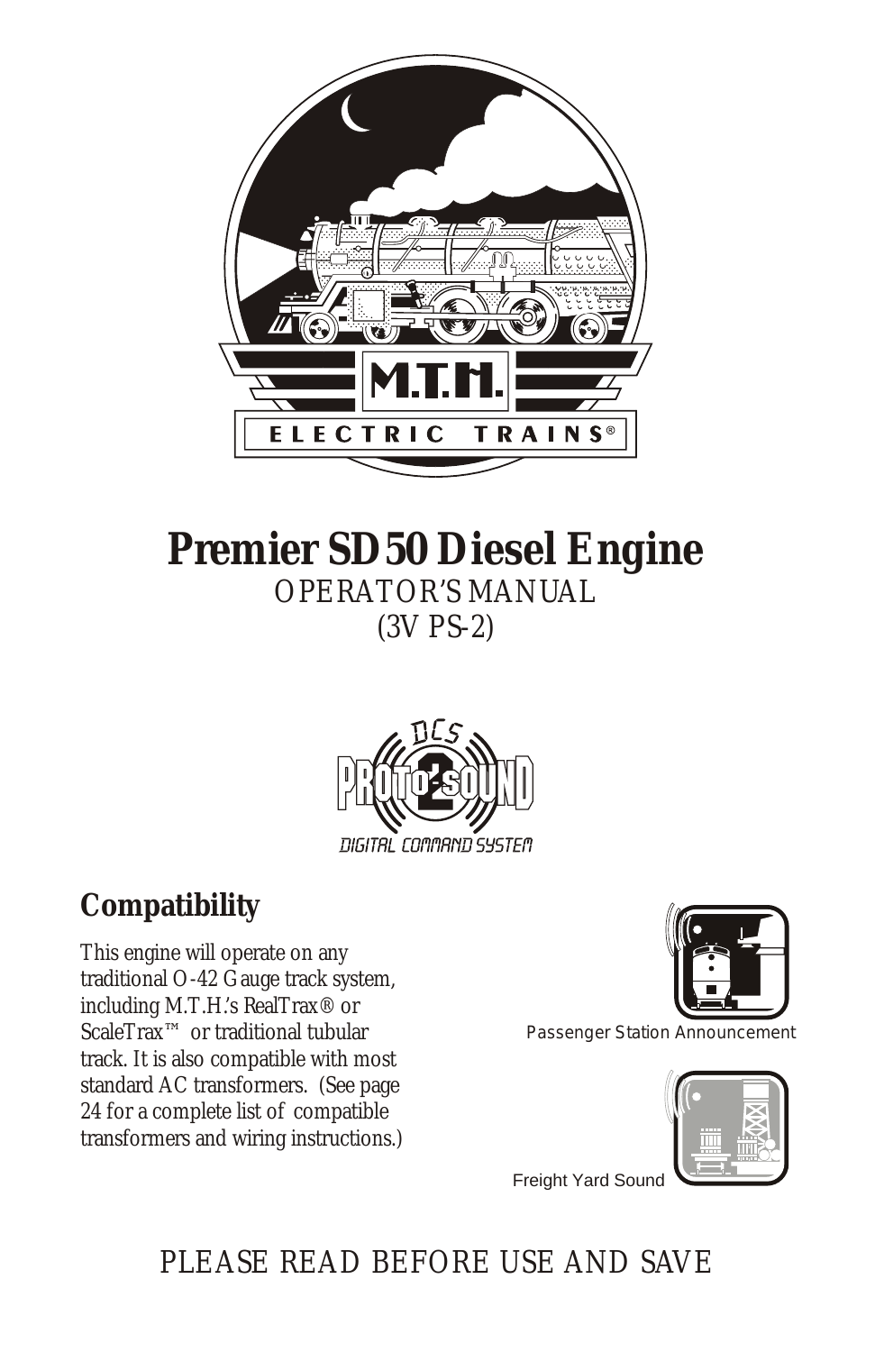# Premier SD50 Diesel Engine

OPERATOR'S MANUAL

(3V PS-2)

## Compatibility

This engine will operate on any traditional O-42 Gauge track system, including M.T.H.'s RealTrax® or ScaleTrax™ or traditional tubular track. It is also compatible with most standard AC transformers. (See page 24 for a complete list of compatible transformers and wiring instructions.)

Passenger Station Announcement

Freight Yard Sound

PLEASE READ BEFORE USE AND SAVE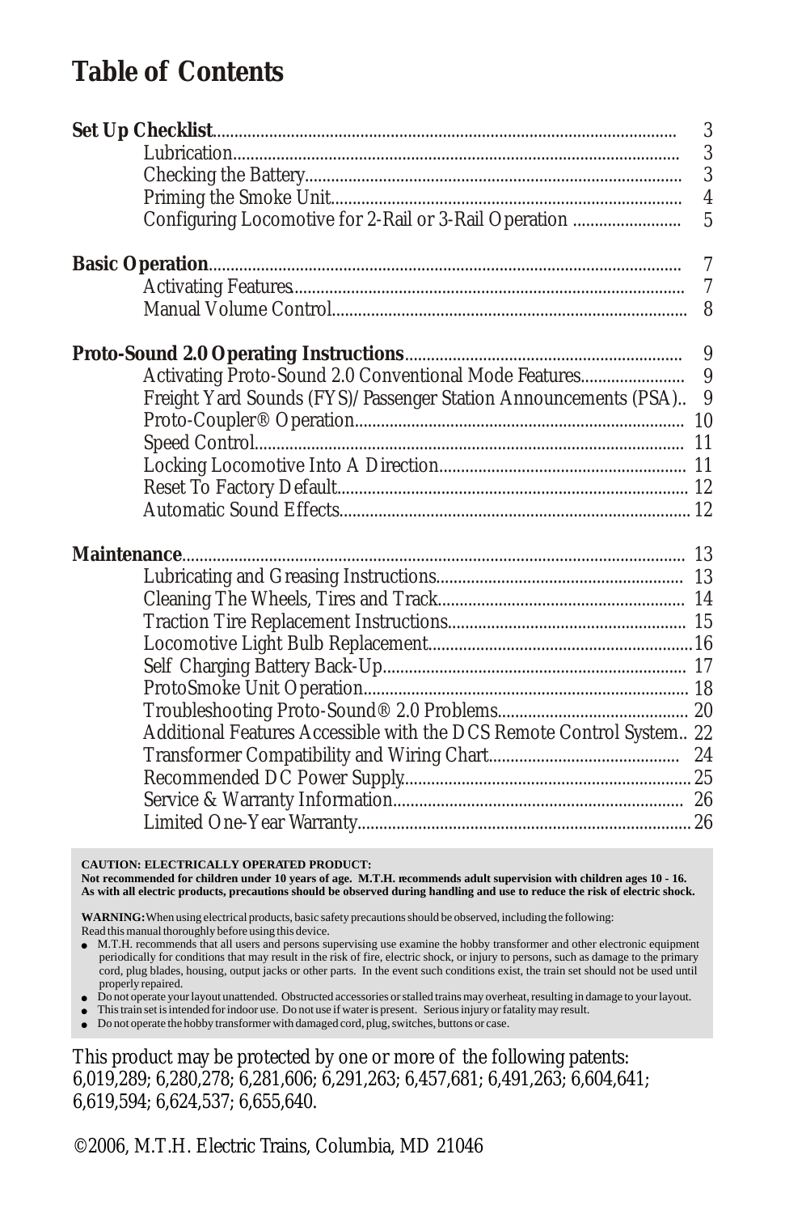# Table of Contents

**Set Up Checklist** ... 3
- Lubrication ... 3
- Checking the Battery ... 3
- Priming the Smoke Unit ... 4
- Configuring Locomotive for 2-Rail or 3-Rail Operation ... 5

**Basic Operation** ... 7
- Activating Features ... 7
- Manual Volume Control ... 8

**Proto-Sound 2.0 Operating Instructions** ... 9
- Activating Proto-Sound 2.0 Conventional Mode Features ... 9
- Freight Yard Sounds (FYS)/Passenger Station Announcements (PSA) ... 9
- Proto-Coupler® Operation ... 10
- Speed Control ... 11
- Locking Locomotive Into A Direction ... 11
- Reset To Factory Default ... 12
- Automatic Sound Effects ... 12

**Maintenance** ... 13
- Lubricating and Greasing Instructions ... 13
- Cleaning The Wheels, Tires and Track ... 14
- Traction Tire Replacement Instructions ... 15
- Locomotive Light Bulb Replacement ... 16
- Self Charging Battery Back-Up ... 17
- ProtoSmoke Unit Operation ... 18
- Troubleshooting Proto-Sound® 2.0 Problems ... 20
- Additional Features Accessible with the DCS Remote Control System ... 22
- Transformer Compatibility and Wiring Chart ... 24
- Recommended DC Power Supply ... 25
- Service & Warranty Information ... 26
- Limited One-Year Warranty ... 26

**CAUTION: ELECTRICALLY OPERATED PRODUCT:**
**Not recommended for children under 10 years of age. M.T.H. recommends adult supervision with children ages 10 - 16. As with all electric products, precautions should be observed during handling and use to reduce the risk of electric shock.**

**WARNING:** When using electrical products, basic safety precautions should be observed, including the following:
Read this manual thoroughly before using this device.

- M.T.H. recommends that all users and persons supervising use examine the hobby transformer and other electronic equipment periodically for conditions that may result in the risk of fire, electric shock, or injury to persons, such as damage to the primary cord, plug blades, housing, output jacks or other parts. In the event such conditions exist, the train set should not be used until properly repaired.
- Do not operate your layout unattended. Obstructed accessories or stalled trains may overheat, resulting in damage to your layout.
- This train set is intended for indoor use. Do not use if water is present. Serious injury or fatality may result.
- Do not operate the hobby transformer with damaged cord, plug, switches, buttons or case.

This product may be protected by one or more of the following patents: 6,019,289; 6,280,278; 6,281,606; 6,291,263; 6,457,681; 6,491,263; 6,604,641; 6,619,594; 6,624,537; 6,655,640.

©2006, M.T.H. Electric Trains, Columbia, MD 21046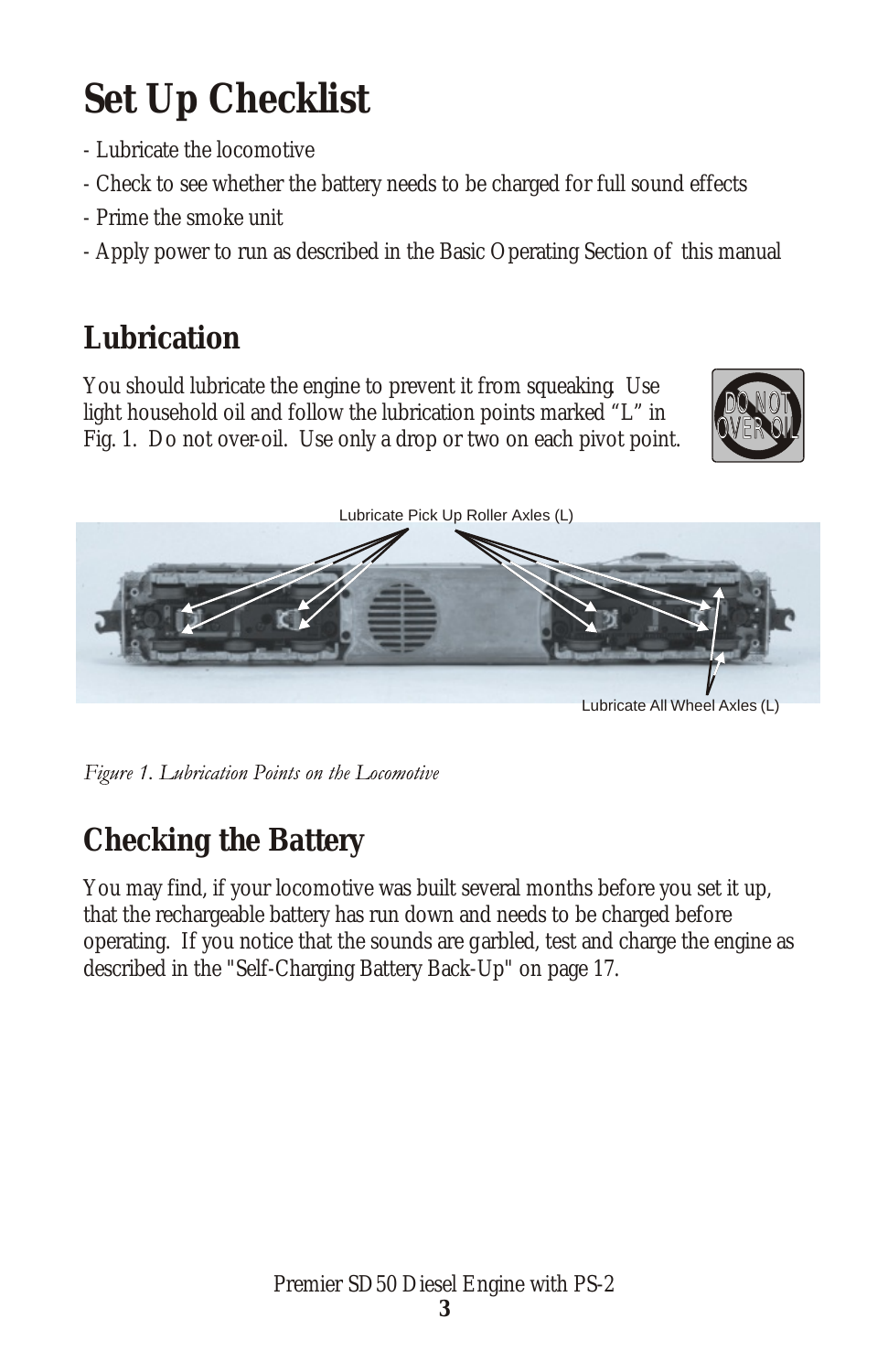# Set Up Checklist

- Lubricate the locomotive
- Check to see whether the battery needs to be charged for full sound effects
- Prime the smoke unit
- Apply power to run as described in the Basic Operating Section of this manual

## Lubrication

You should lubricate the engine to prevent it from squeaking. Use light household oil and follow the lubrication points marked "L" in Fig. 1. Do not over-oil. Use only a drop or two on each pivot point.

DO NOT OVER OIL

Lubricate Pick Up Roller Axles (L)

Lubricate All Wheel Axles (L)

*Figure 1. Lubrication Points on the Locomotive*

## Checking the Battery

You may find, if your locomotive was built several months before you set it up, that the rechargeable battery has run down and needs to be charged before operating. If you notice that the sounds are garbled, test and charge the engine as described in the "Self-Charging Battery Back-Up" on page 17.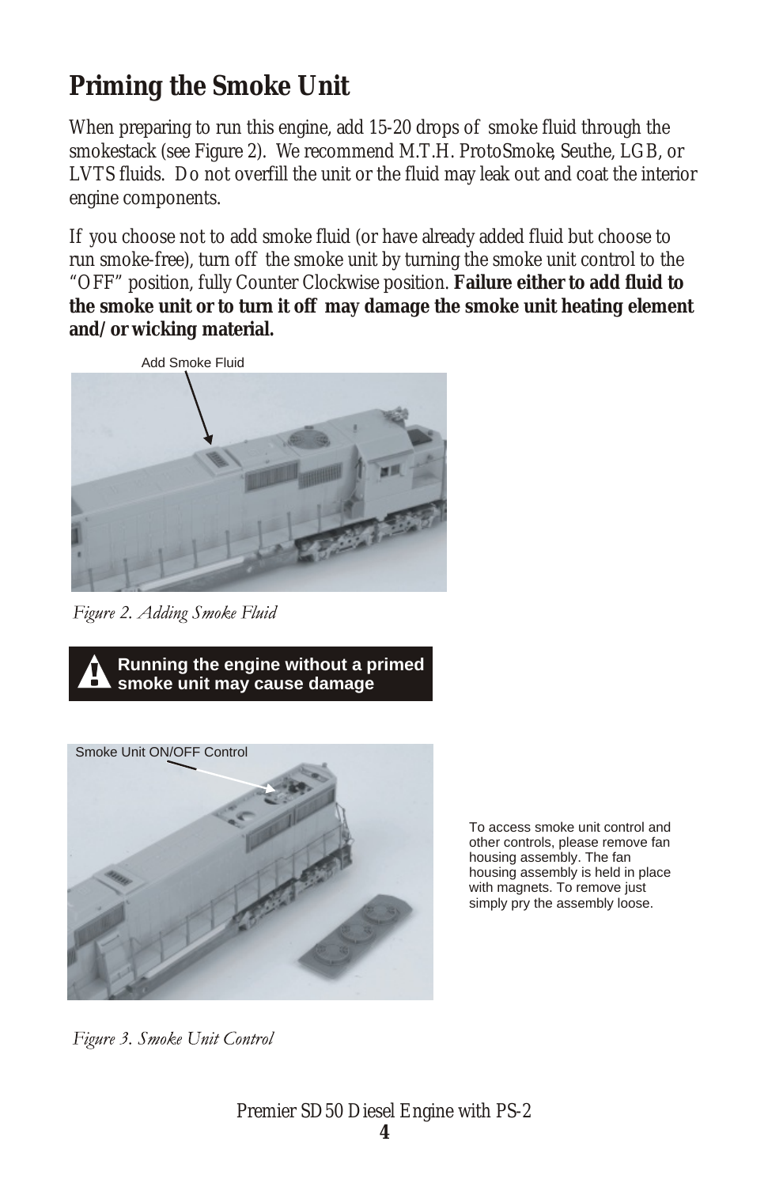## Priming the Smoke Unit

When preparing to run this engine, add 15-20 drops of smoke fluid through the smokestack (see Figure 2). We recommend M.T.H. ProtoSmoke, Seuthe, LGB, or LVTS fluids. Do not overfill the unit or the fluid may leak out and coat the interior engine components.

If you choose not to add smoke fluid (or have already added fluid but choose to run smoke-free), turn off the smoke unit by turning the smoke unit control to the "OFF" position, fully Counter Clockwise position. **Failure either to add fluid to the smoke unit or to turn it off may damage the smoke unit heating element and/or wicking material.**

Add Smoke Fluid

*Figure 2. Adding Smoke Fluid*

**Running the engine without a primed smoke unit may cause damage**

Smoke Unit ON/OFF Control

To access smoke unit control and other controls, please remove fan housing assembly. The fan housing assembly is held in place with magnets. To remove just simply pry the assembly loose.

*Figure 3. Smoke Unit Control*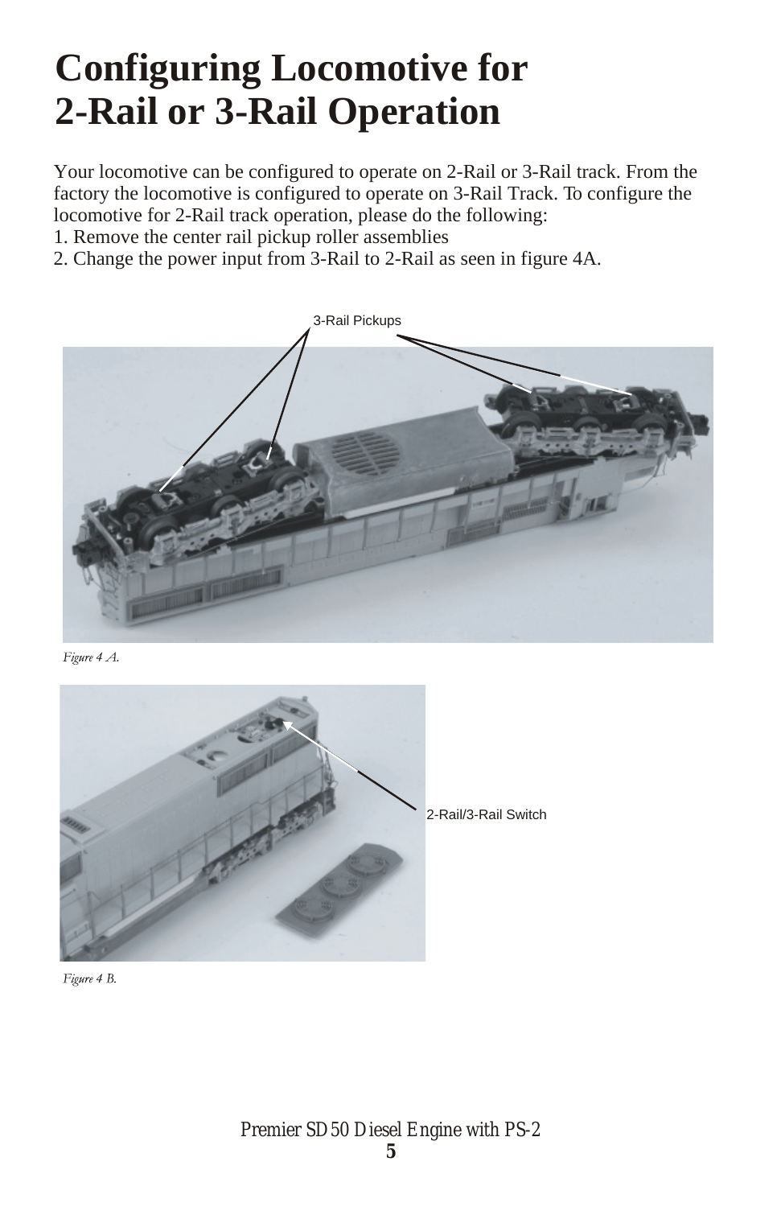# Configuring Locomotive for 2-Rail or 3-Rail Operation

Your locomotive can be configured to operate on 2-Rail or 3-Rail track. From the factory the locomotive is configured to operate on 3-Rail Track. To configure the locomotive for 2-Rail track operation, please do the following:

1. Remove the center rail pickup roller assemblies
2. Change the power input from 3-Rail to 2-Rail as seen in figure 4A.

3-Rail Pickups

*Figure 4 A.*

2-Rail/3-Rail Switch

*Figure 4 B.*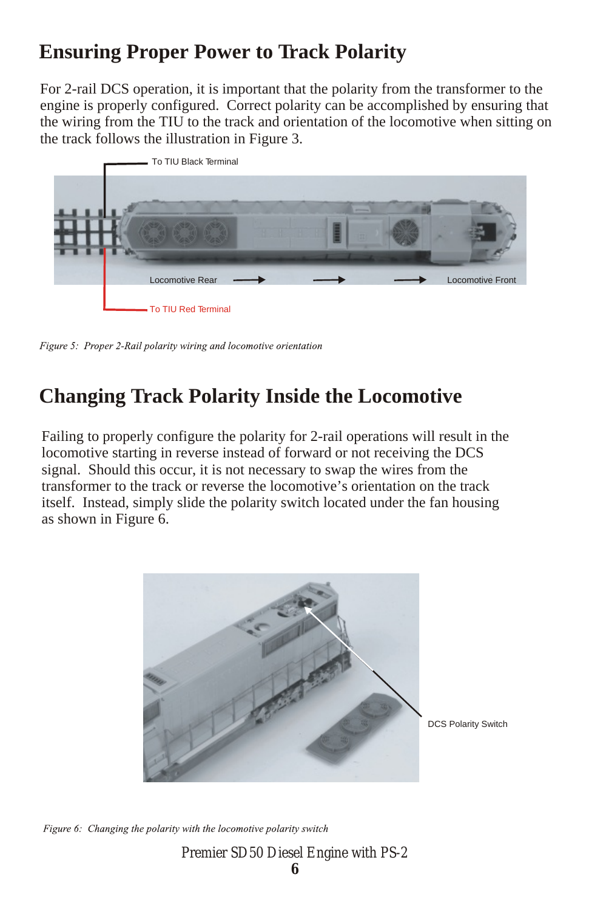## Ensuring Proper Power to Track Polarity

For 2-rail DCS operation, it is important that the polarity from the transformer to the engine is properly configured. Correct polarity can be accomplished by ensuring that the wiring from the TIU to the track and orientation of the locomotive when sitting on the track follows the illustration in Figure 3.

To TIU Black Terminal

Locomotive Rear → → → Locomotive Front

To TIU Red Terminal

*Figure 5: Proper 2-Rail polarity wiring and locomotive orientation*

## Changing Track Polarity Inside the Locomotive

Failing to properly configure the polarity for 2-rail operations will result in the locomotive starting in reverse instead of forward or not receiving the DCS signal. Should this occur, it is not necessary to swap the wires from the transformer to the track or reverse the locomotive's orientation on the track itself. Instead, simply slide the polarity switch located under the fan housing as shown in Figure 6.

DCS Polarity Switch

*Figure 6: Changing the polarity with the locomotive polarity switch*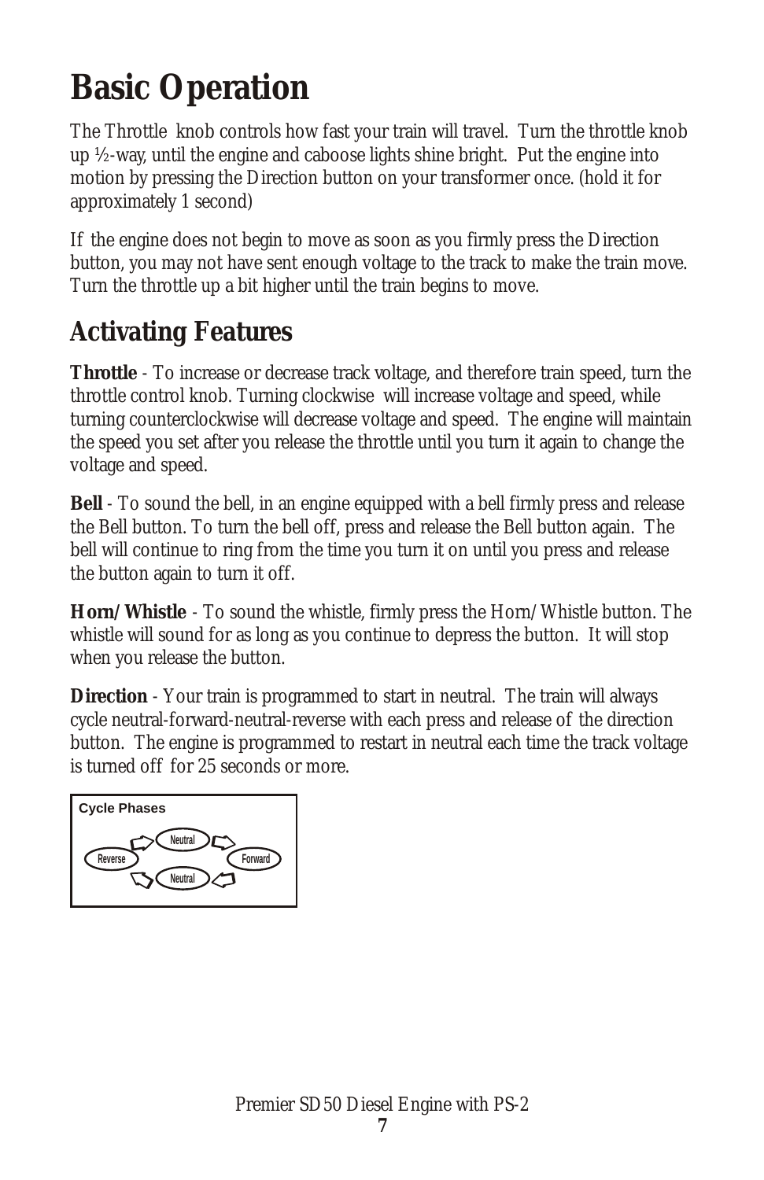# Basic Operation

The Throttle knob controls how fast your train will travel. Turn the throttle knob up ½-way, until the engine and caboose lights shine bright. Put the engine into motion by pressing the Direction button on your transformer once. (hold it for approximately 1 second)

If the engine does not begin to move as soon as you firmly press the Direction button, you may not have sent enough voltage to the track to make the train move. Turn the throttle up a bit higher until the train begins to move.

## Activating Features

**Throttle** - To increase or decrease track voltage, and therefore train speed, turn the throttle control knob. Turning clockwise will increase voltage and speed, while turning counterclockwise will decrease voltage and speed. The engine will maintain the speed you set after you release the throttle until you turn it again to change the voltage and speed.

**Bell** - To sound the bell, in an engine equipped with a bell firmly press and release the Bell button. To turn the bell off, press and release the Bell button again. The bell will continue to ring from the time you turn it on until you press and release the button again to turn it off.

**Horn/Whistle** - To sound the whistle, firmly press the Horn/Whistle button. The whistle will sound for as long as you continue to depress the button. It will stop when you release the button.

**Direction** - Your train is programmed to start in neutral. The train will always cycle neutral-forward-neutral-reverse with each press and release of the direction button. The engine is programmed to restart in neutral each time the track voltage is turned off for 25 seconds or more.

**Cycle Phases**

Neutral → Forward → Neutral → Reverse → Neutral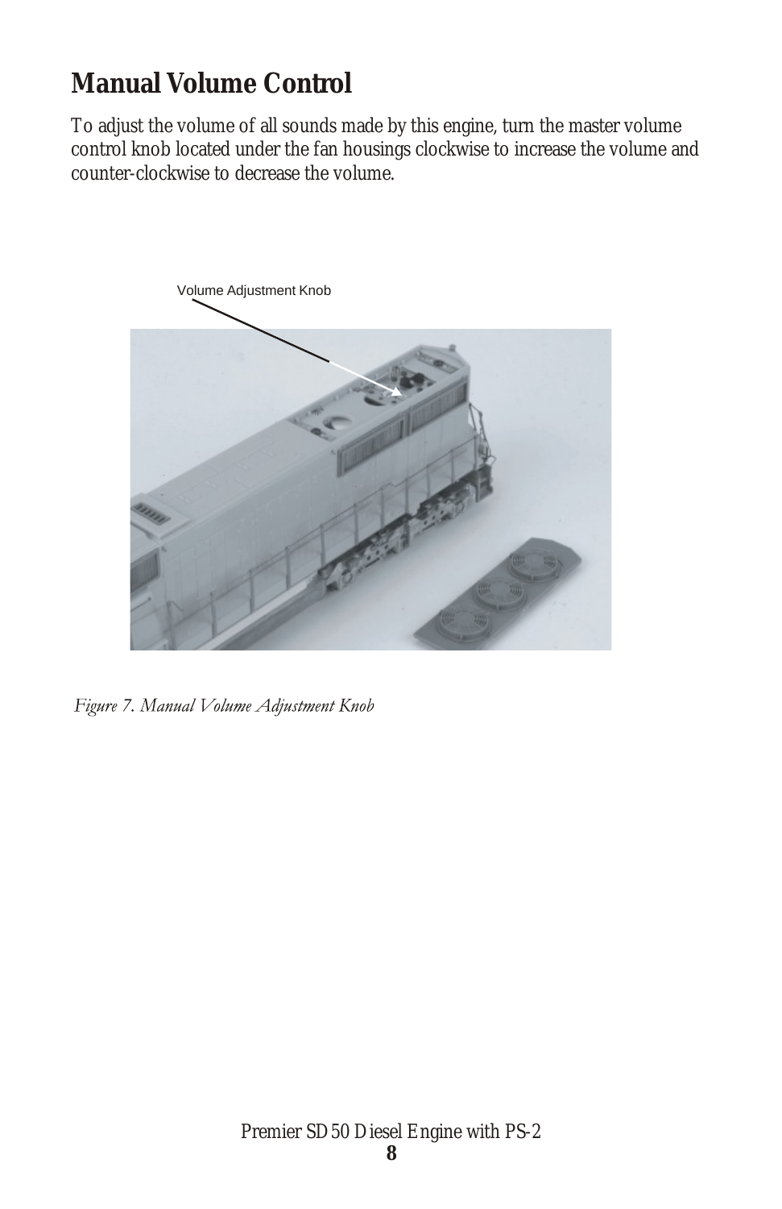## Manual Volume Control

To adjust the volume of all sounds made by this engine, turn the master volume control knob located under the fan housings clockwise to increase the volume and counter-clockwise to decrease the volume.

Volume Adjustment Knob

*Figure 7. Manual Volume Adjustment Knob*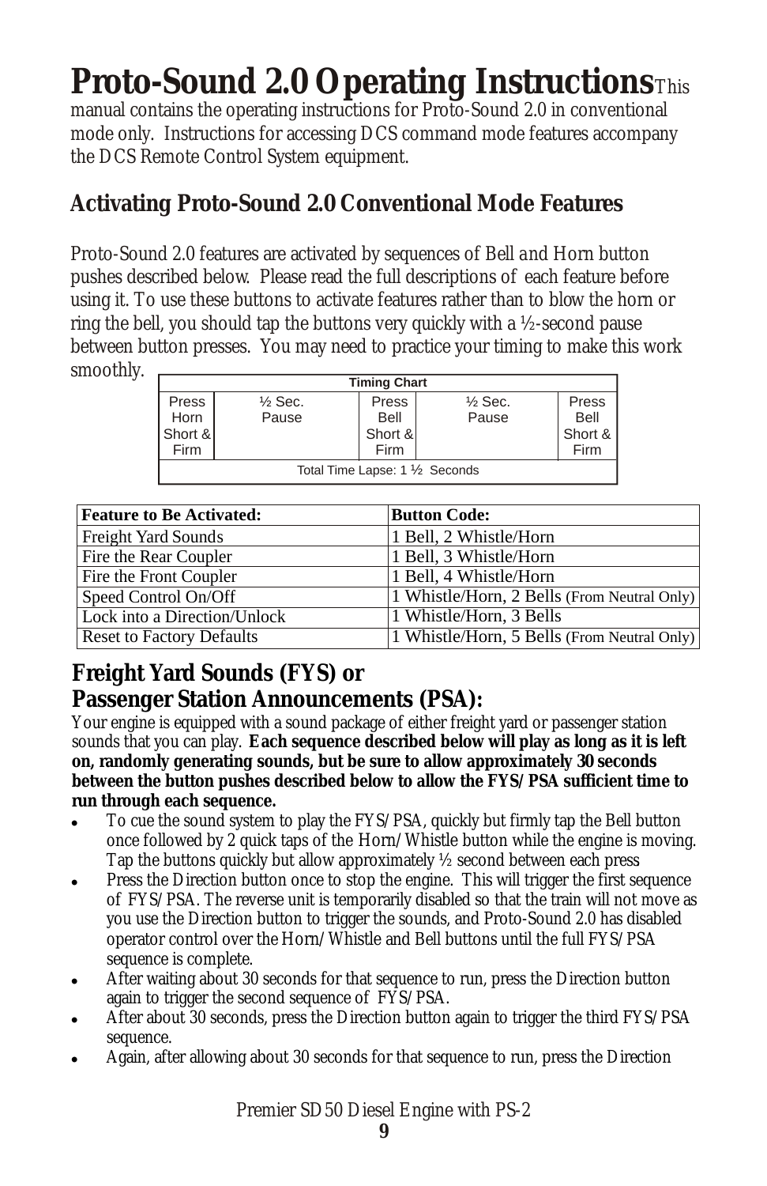# Proto-Sound 2.0 Operating Instructions

This manual contains the operating instructions for Proto-Sound 2.0 in conventional mode only. Instructions for accessing DCS command mode features accompany the DCS Remote Control System equipment.

## Activating Proto-Sound 2.0 Conventional Mode Features

Proto-Sound 2.0 features are activated by sequences of Bell and Horn button pushes described below. Please read the full descriptions of each feature before using it. To use these buttons to activate features rather than to blow the horn or ring the bell, you should tap the buttons very quickly with a ½-second pause between button presses. You may need to practice your timing to make this work smoothly.

| Timing Chart | | | | |
|---|---|---|---|---|
| Press Horn Short & Firm | ½ Sec. Pause | Press Bell Short & Firm | ½ Sec. Pause | Press Bell Short & Firm |
| Total Time Lapse: 1 ½ Seconds | | | | |

| Feature to Be Activated: | Button Code: |
|---|---|
| Freight Yard Sounds | 1 Bell, 2 Whistle/Horn |
| Fire the Rear Coupler | 1 Bell, 3 Whistle/Horn |
| Fire the Front Coupler | 1 Bell, 4 Whistle/Horn |
| Speed Control On/Off | 1 Whistle/Horn, 2 Bells (From Neutral Only) |
| Lock into a Direction/Unlock | 1 Whistle/Horn, 3 Bells |
| Reset to Factory Defaults | 1 Whistle/Horn, 5 Bells (From Neutral Only) |

## Freight Yard Sounds (FYS) or Passenger Station Announcements (PSA):

Your engine is equipped with a sound package of either freight yard or passenger station sounds that you can play. **Each sequence described below will play as long as it is left on, randomly generating sounds, but be sure to allow approximately 30 seconds between the button pushes described below to allow the FYS/PSA sufficient time to run through each sequence.**

- To cue the sound system to play the FYS/PSA, quickly but firmly tap the Bell button once followed by 2 quick taps of the Horn/Whistle button while the engine is moving. Tap the buttons quickly but allow approximately ½ second between each press
- Press the Direction button once to stop the engine. This will trigger the first sequence of FYS/PSA. The reverse unit is temporarily disabled so that the train will not move as you use the Direction button to trigger the sounds, and Proto-Sound 2.0 has disabled operator control over the Horn/Whistle and Bell buttons until the full FYS/PSA sequence is complete.
- After waiting about 30 seconds for that sequence to run, press the Direction button again to trigger the second sequence of FYS/PSA.
- After about 30 seconds, press the Direction button again to trigger the third FYS/PSA sequence.
- Again, after allowing about 30 seconds for that sequence to run, press the Direction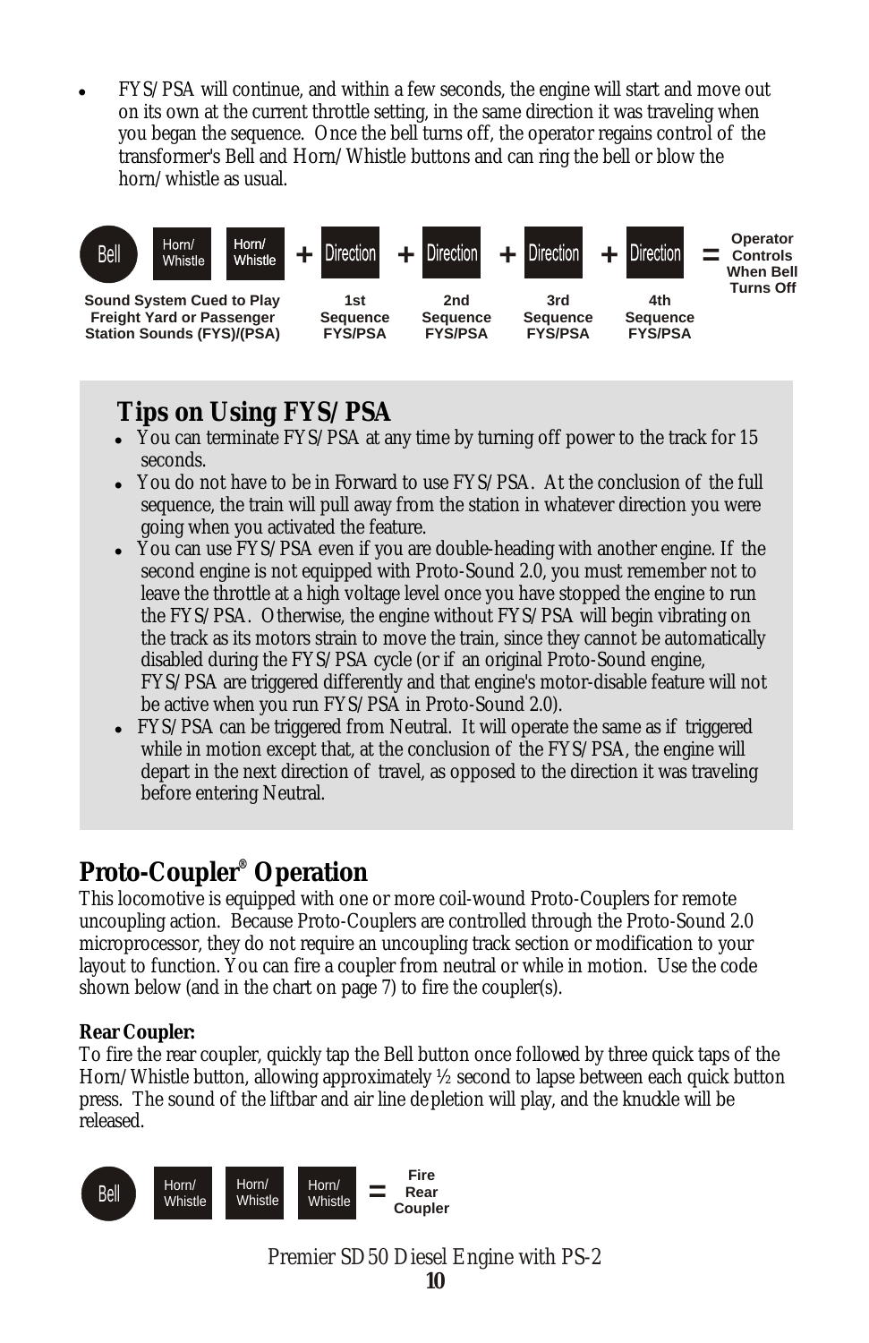- FYS/PSA will continue, and within a few seconds, the engine will start and move out on its own at the current throttle setting, in the same direction it was traveling when you began the sequence. Once the bell turns off, the operator regains control of the transformer's Bell and Horn/Whistle buttons and can ring the bell or blow the horn/whistle as usual.

Bell | Horn/Whistle | Horn/Whistle + Direction + Direction + Direction + Direction = Operator Controls When Bell Turns Off

| Sound System Cued to Play Freight Yard or Passenger Station Sounds (FYS)/(PSA) | 1st Sequence FYS/PSA | 2nd Sequence FYS/PSA | 3rd Sequence FYS/PSA | 4th Sequence FYS/PSA |
|---|---|---|---|---|

## Tips on Using FYS/PSA

- You can terminate FYS/PSA at any time by turning off power to the track for 15 seconds.
- You do not have to be in Forward to use FYS/PSA. At the conclusion of the full sequence, the train will pull away from the station in whatever direction you were going when you activated the feature.
- You can use FYS/PSA even if you are double-heading with another engine. If the second engine is not equipped with Proto-Sound 2.0, you must remember not to leave the throttle at a high voltage level once you have stopped the engine to run the FYS/PSA. Otherwise, the engine without FYS/PSA will begin vibrating on the track as its motors strain to move the train, since they cannot be automatically disabled during the FYS/PSA cycle (or if an original Proto-Sound engine, FYS/PSA are triggered differently and that engine's motor-disable feature will not be active when you run FYS/PSA in Proto-Sound 2.0).
- FYS/PSA can be triggered from Neutral. It will operate the same as if triggered while in motion except that, at the conclusion of the FYS/PSA, the engine will depart in the next direction of travel, as opposed to the direction it was traveling before entering Neutral.

## Proto-Coupler® Operation

This locomotive is equipped with one or more coil-wound Proto-Couplers for remote uncoupling action. Because Proto-Couplers are controlled through the Proto-Sound 2.0 microprocessor, they do not require an uncoupling track section or modification to your layout to function. You can fire a coupler from neutral or while in motion. Use the code shown below (and in the chart on page 7) to fire the coupler(s).

**Rear Coupler:**
To fire the rear coupler, quickly tap the Bell button once followed by three quick taps of the Horn/Whistle button, allowing approximately ½ second to lapse between each quick button press. The sound of the liftbar and air line depletion will play, and the knuckle will be released.

Bell | Horn/Whistle | Horn/Whistle | Horn/Whistle = Fire Rear Coupler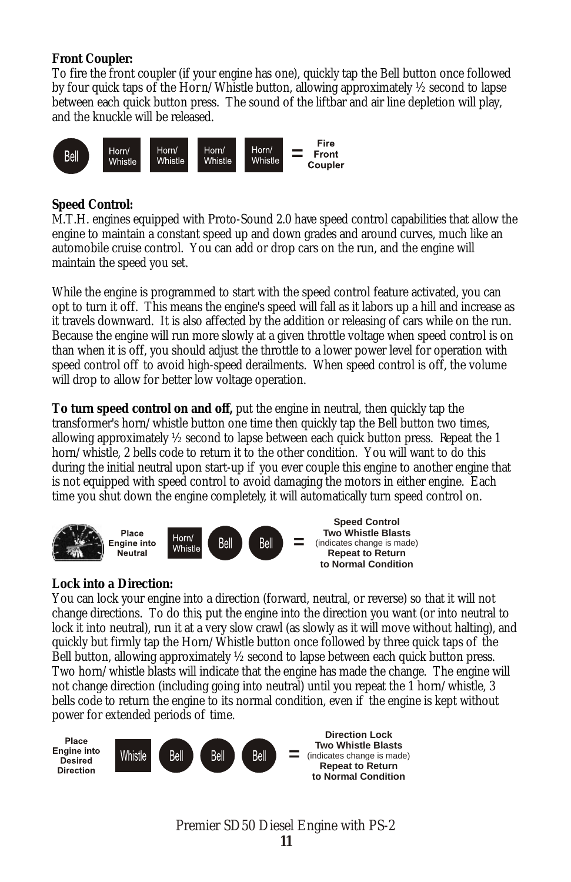**Front Coupler:**
To fire the front coupler (if your engine has one), quickly tap the Bell button once followed by four quick taps of the Horn/Whistle button, allowing approximately ½ second to lapse between each quick button press. The sound of the liftbar and air line depletion will play, and the knuckle will be released.

Bell | Horn/Whistle | Horn/Whistle | Horn/Whistle | Horn/Whistle = Fire Front Coupler

**Speed Control:**
M.T.H. engines equipped with Proto-Sound 2.0 have speed control capabilities that allow the engine to maintain a constant speed up and down grades and around curves, much like an automobile cruise control. You can add or drop cars on the run, and the engine will maintain the speed you set.

While the engine is programmed to start with the speed control feature activated, you can opt to turn it off. This means the engine's speed will fall as it labors up a hill and increase as it travels downward. It is also affected by the addition or releasing of cars while on the run. Because the engine will run more slowly at a given throttle voltage when speed control is on than when it is off, you should adjust the throttle to a lower power level for operation with speed control off to avoid high-speed derailments. When speed control is off, the volume will drop to allow for better low voltage operation.

**To turn speed control on and off,** put the engine in neutral, then quickly tap the transformer's horn/whistle button one time then quickly tap the Bell button two times, allowing approximately ½ second to lapse between each quick button press. Repeat the 1 horn/whistle, 2 bells code to return it to the other condition. You will want to do this during the initial neutral upon start-up if you ever couple this engine to another engine that is not equipped with speed control to avoid damaging the motors in either engine. Each time you shut down the engine completely, it will automatically turn speed control on.

Place Engine into Neutral | Horn/Whistle | Bell | Bell = **Speed Control Two Whistle Blasts** (indicates change is made) **Repeat to Return to Normal Condition**

**Lock into a Direction:**
You can lock your engine into a direction (forward, neutral, or reverse) so that it will not change directions. To do this, put the engine into the direction you want (or into neutral to lock it into neutral), run it at a very slow crawl (as slowly as it will move without halting), and quickly but firmly tap the Horn/Whistle button once followed by three quick taps of the Bell button, allowing approximately ½ second to lapse between each quick button press. Two horn/whistle blasts will indicate that the engine has made the change. The engine will not change direction (including going into neutral) until you repeat the 1 horn/whistle, 3 bells code to return the engine to its normal condition, even if the engine is kept without power for extended periods of time.

Place Engine into Desired Direction | Whistle | Bell | Bell | Bell = **Direction Lock Two Whistle Blasts** (indicates change is made) **Repeat to Return to Normal Condition**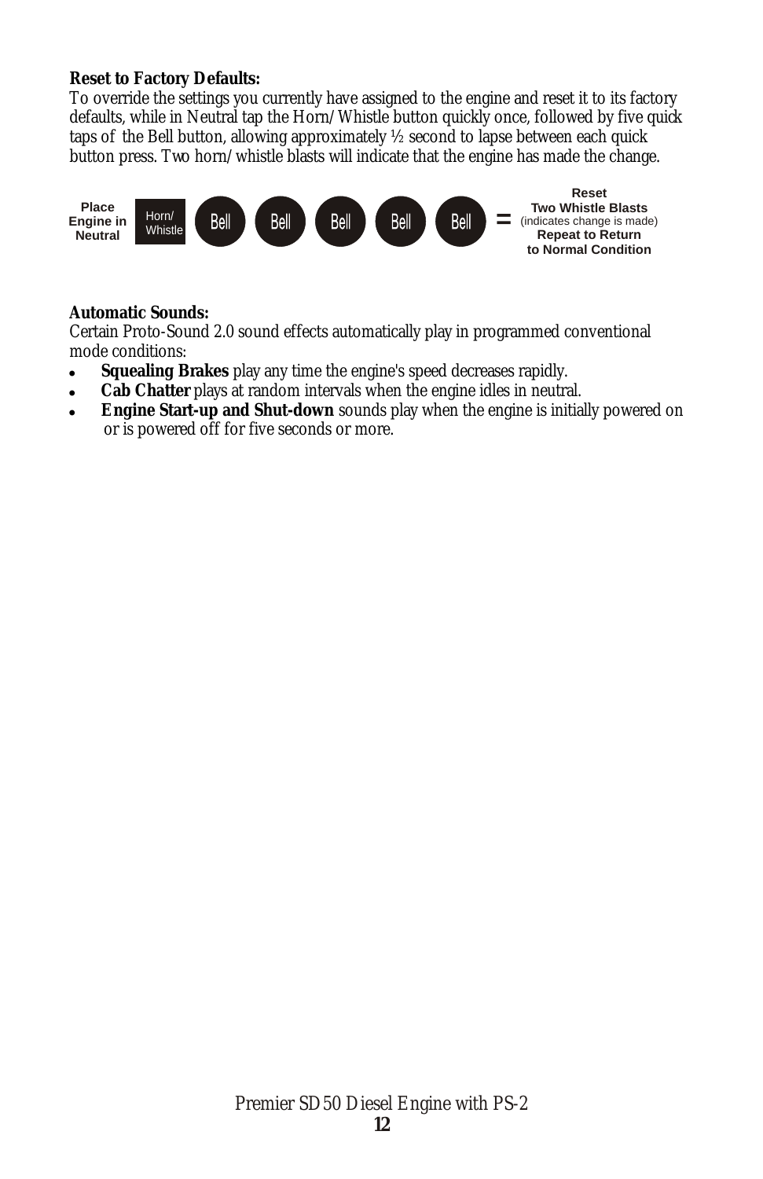**Reset to Factory Defaults:**

To override the settings you currently have assigned to the engine and reset it to its factory defaults, while in Neutral tap the Horn/Whistle button quickly once, followed by five quick taps of the Bell button, allowing approximately ½ second to lapse between each quick button press. Two horn/whistle blasts will indicate that the engine has made the change.

**Place Engine in Neutral** → Horn/Whistle → Bell → Bell → Bell → Bell → Bell = **Reset Two Whistle Blasts** (indicates change is made) **Repeat to Return to Normal Condition**

**Automatic Sounds:**

Certain Proto-Sound 2.0 sound effects automatically play in programmed conventional mode conditions:

- **Squealing Brakes** play any time the engine's speed decreases rapidly.
- **Cab Chatter** plays at random intervals when the engine idles in neutral.
- **Engine Start-up and Shut-down** sounds play when the engine is initially powered on or is powered off for five seconds or more.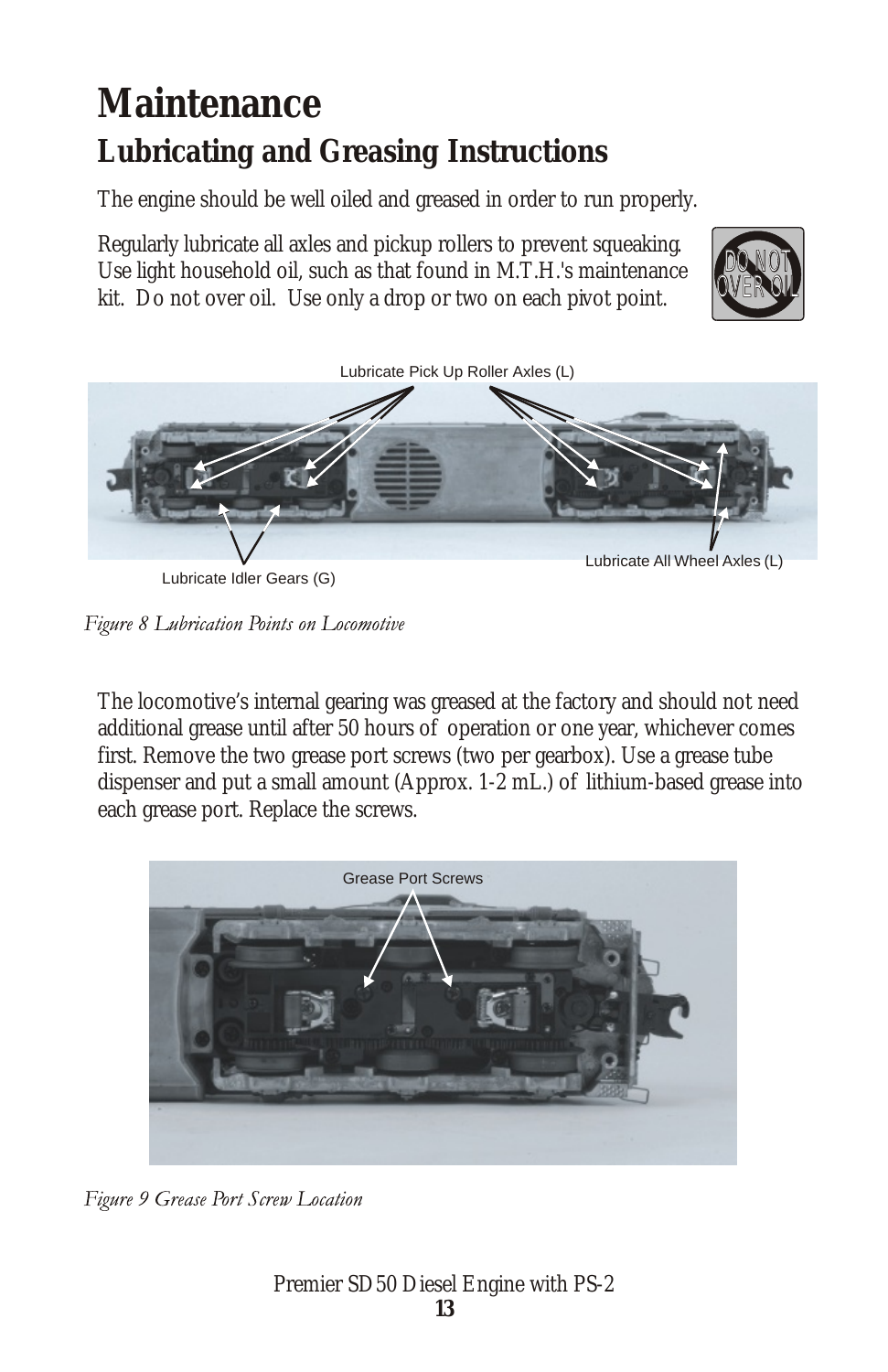# Maintenance

## Lubricating and Greasing Instructions

The engine should be well oiled and greased in order to run properly.

Regularly lubricate all axles and pickup rollers to prevent squeaking. Use light household oil, such as that found in M.T.H.'s maintenance kit. Do not over oil. Use only a drop or two on each pivot point.

Lubricate Pick Up Roller Axles (L)

Lubricate Idler Gears (G)

Lubricate All Wheel Axles (L)

*Figure 8 Lubrication Points on Locomotive*

The locomotive's internal gearing was greased at the factory and should not need additional grease until after 50 hours of operation or one year, whichever comes first. Remove the two grease port screws (two per gearbox). Use a grease tube dispenser and put a small amount (Approx. 1-2 mL.) of lithium-based grease into each grease port. Replace the screws.

Grease Port Screws

*Figure 9 Grease Port Screw Location*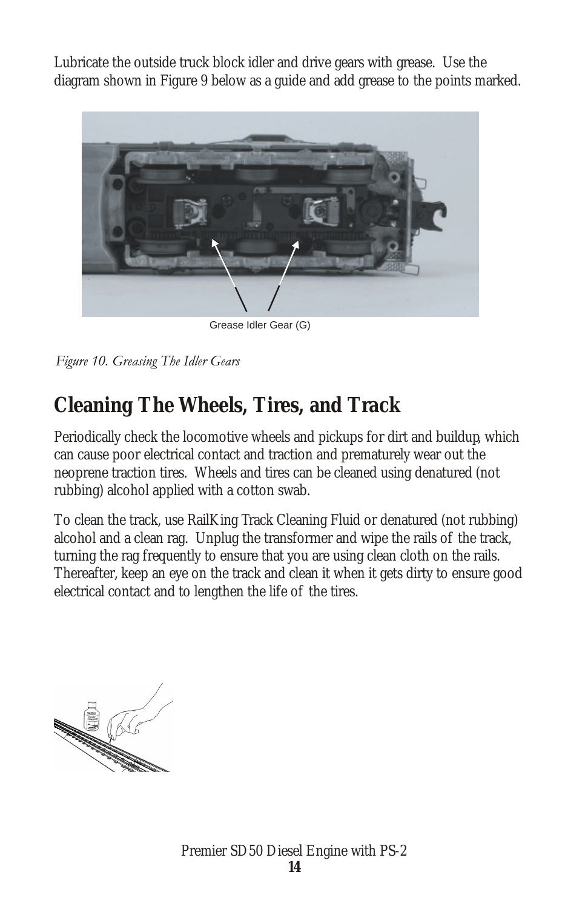Lubricate the outside truck block idler and drive gears with grease. Use the diagram shown in Figure 9 below as a guide and add grease to the points marked.

Grease Idler Gear (G)

*Figure 10. Greasing The Idler Gears*

## Cleaning The Wheels, Tires, and Track

Periodically check the locomotive wheels and pickups for dirt and buildup, which can cause poor electrical contact and traction and prematurely wear out the neoprene traction tires. Wheels and tires can be cleaned using denatured (not rubbing) alcohol applied with a cotton swab.

To clean the track, use RailKing Track Cleaning Fluid or denatured (not rubbing) alcohol and a clean rag. Unplug the transformer and wipe the rails of the track, turning the rag frequently to ensure that you are using clean cloth on the rails. Thereafter, keep an eye on the track and clean it when it gets dirty to ensure good electrical contact and to lengthen the life of the tires.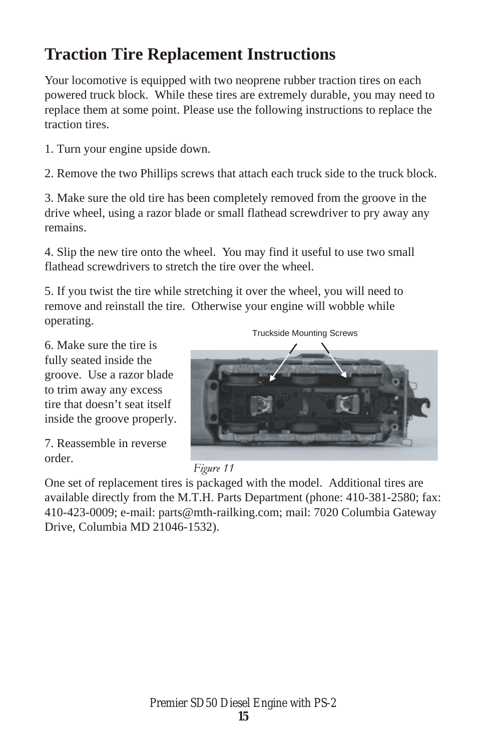# Traction Tire Replacement Instructions

Your locomotive is equipped with two neoprene rubber traction tires on each powered truck block. While these tires are extremely durable, you may need to replace them at some point. Please use the following instructions to replace the traction tires.

1. Turn your engine upside down.

2. Remove the two Phillips screws that attach each truck side to the truck block.

3. Make sure the old tire has been completely removed from the groove in the drive wheel, using a razor blade or small flathead screwdriver to pry away any remains.

4. Slip the new tire onto the wheel. You may find it useful to use two small flathead screwdrivers to stretch the tire over the wheel.

5. If you twist the tire while stretching it over the wheel, you will need to remove and reinstall the tire. Otherwise your engine will wobble while operating.

6. Make sure the tire is fully seated inside the groove. Use a razor blade to trim away any excess tire that doesn't seat itself inside the groove properly.

7. Reassemble in reverse order.

Truckside Mounting Screws

*Figure 11*

One set of replacement tires is packaged with the model. Additional tires are available directly from the M.T.H. Parts Department (phone: 410-381-2580; fax: 410-423-0009; e-mail: parts@mth-railking.com; mail: 7020 Columbia Gateway Drive, Columbia MD 21046-1532).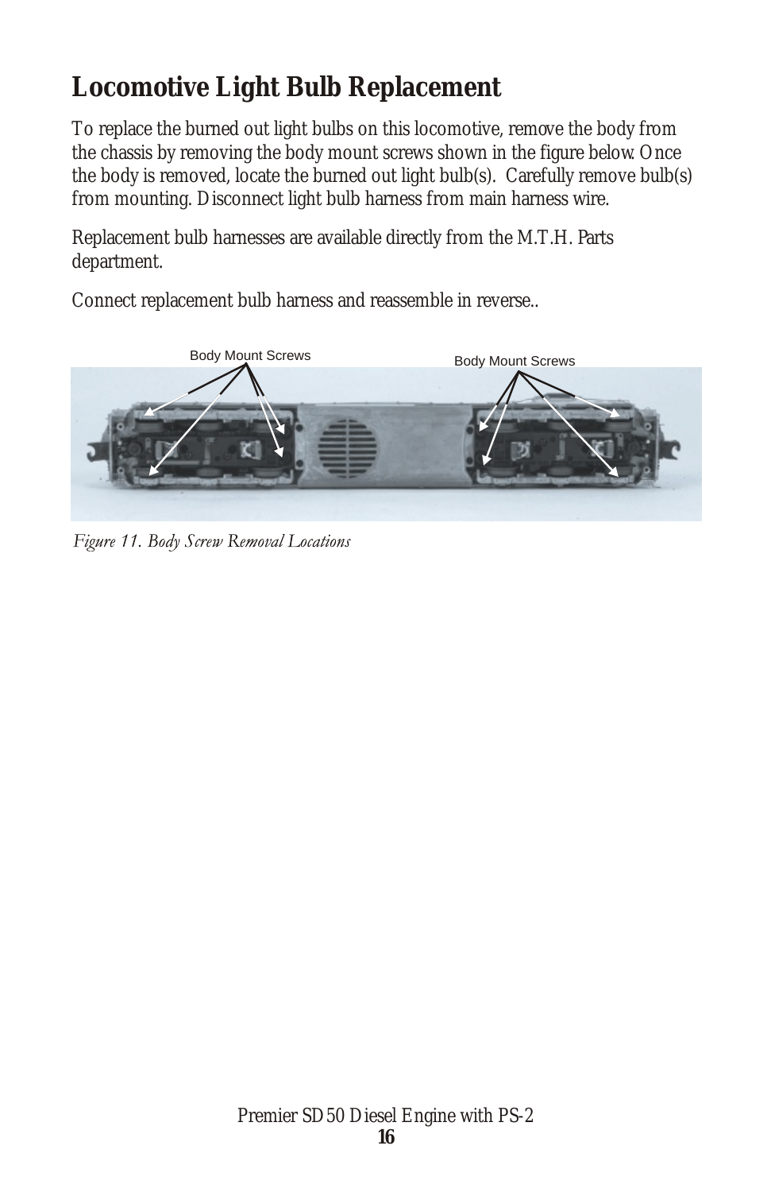## Locomotive Light Bulb Replacement

To replace the burned out light bulbs on this locomotive, remove the body from the chassis by removing the body mount screws shown in the figure below. Once the body is removed, locate the burned out light bulb(s). Carefully remove bulb(s) from mounting. Disconnect light bulb harness from main harness wire.

Replacement bulb harnesses are available directly from the M.T.H. Parts department.

Connect replacement bulb harness and reassemble in reverse..

Body Mount Screws

Body Mount Screws

*Figure 11. Body Screw Removal Locations*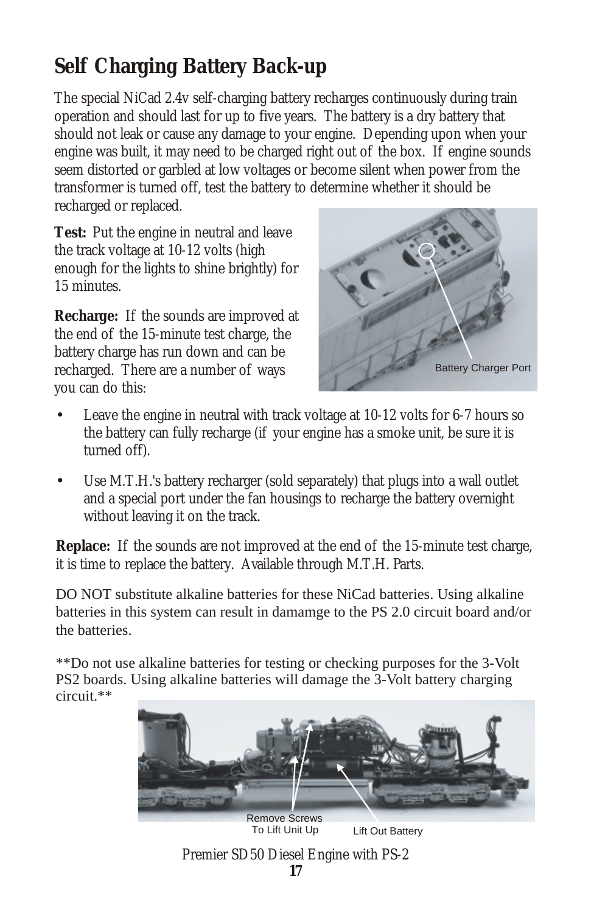# Self Charging Battery Back-up

The special NiCad 2.4v self-charging battery recharges continuously during train operation and should last for up to five years. The battery is a dry battery that should not leak or cause any damage to your engine. Depending upon when your engine was built, it may need to be charged right out of the box. If engine sounds seem distorted or garbled at low voltages or become silent when power from the transformer is turned off, test the battery to determine whether it should be recharged or replaced.

**Test:** Put the engine in neutral and leave the track voltage at 10-12 volts (high enough for the lights to shine brightly) for 15 minutes.

**Recharge:** If the sounds are improved at the end of the 15-minute test charge, the battery charge has run down and can be recharged. There are a number of ways you can do this:

Battery Charger Port

- Leave the engine in neutral with track voltage at 10-12 volts for 6-7 hours so the battery can fully recharge (if your engine has a smoke unit, be sure it is turned off).
- Use M.T.H.'s battery recharger (sold separately) that plugs into a wall outlet and a special port under the fan housings to recharge the battery overnight without leaving it on the track.

**Replace:** If the sounds are not improved at the end of the 15-minute test charge, it is time to replace the battery. Available through M.T.H. Parts.

DO NOT substitute alkaline batteries for these NiCad batteries. Using alkaline batteries in this system can result in damamge to the PS 2.0 circuit board and/or the batteries.

**Do not use alkaline batteries for testing or checking purposes for the 3-Volt PS2 boards. Using alkaline batteries will damage the 3-Volt battery charging circuit.**

Remove Screws To Lift Unit Up

Lift Out Battery

Premier SD50 Diesel Engine with PS-2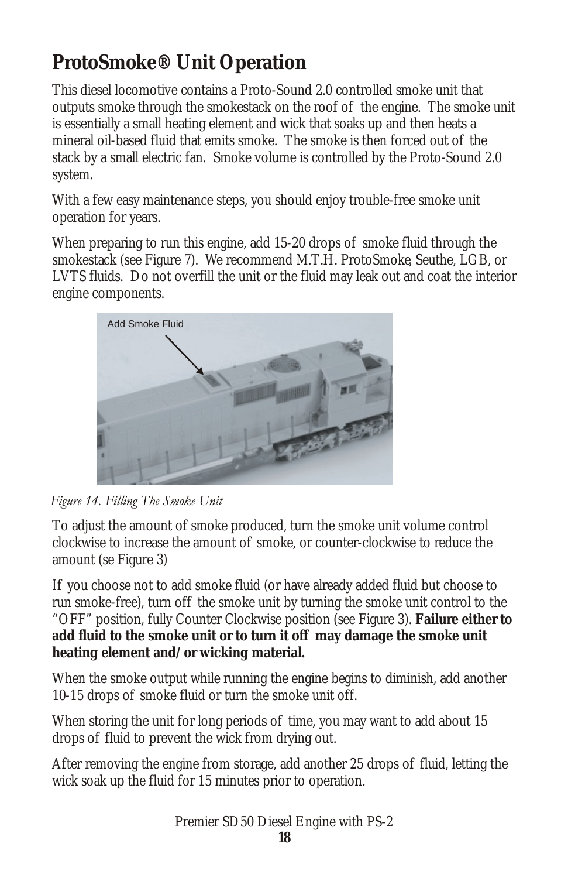# ProtoSmoke® Unit Operation

This diesel locomotive contains a Proto-Sound 2.0 controlled smoke unit that outputs smoke through the smokestack on the roof of the engine. The smoke unit is essentially a small heating element and wick that soaks up and then heats a mineral oil-based fluid that emits smoke. The smoke is then forced out of the stack by a small electric fan. Smoke volume is controlled by the Proto-Sound 2.0 system.

With a few easy maintenance steps, you should enjoy trouble-free smoke unit operation for years.

When preparing to run this engine, add 15-20 drops of smoke fluid through the smokestack (see Figure 7). We recommend M.T.H. ProtoSmoke, Seuthe, LGB, or LVTS fluids. Do not overfill the unit or the fluid may leak out and coat the interior engine components.

Add Smoke Fluid

*Figure 14. Filling The Smoke Unit*

To adjust the amount of smoke produced, turn the smoke unit volume control clockwise to increase the amount of smoke, or counter-clockwise to reduce the amount (se Figure 3)

If you choose not to add smoke fluid (or have already added fluid but choose to run smoke-free), turn off the smoke unit by turning the smoke unit control to the "OFF" position, fully Counter Clockwise position (see Figure 3). **Failure either to add fluid to the smoke unit or to turn it off may damage the smoke unit heating element and/or wicking material.**

When the smoke output while running the engine begins to diminish, add another 10-15 drops of smoke fluid or turn the smoke unit off.

When storing the unit for long periods of time, you may want to add about 15 drops of fluid to prevent the wick from drying out.

After removing the engine from storage, add another 25 drops of fluid, letting the wick soak up the fluid for 15 minutes prior to operation.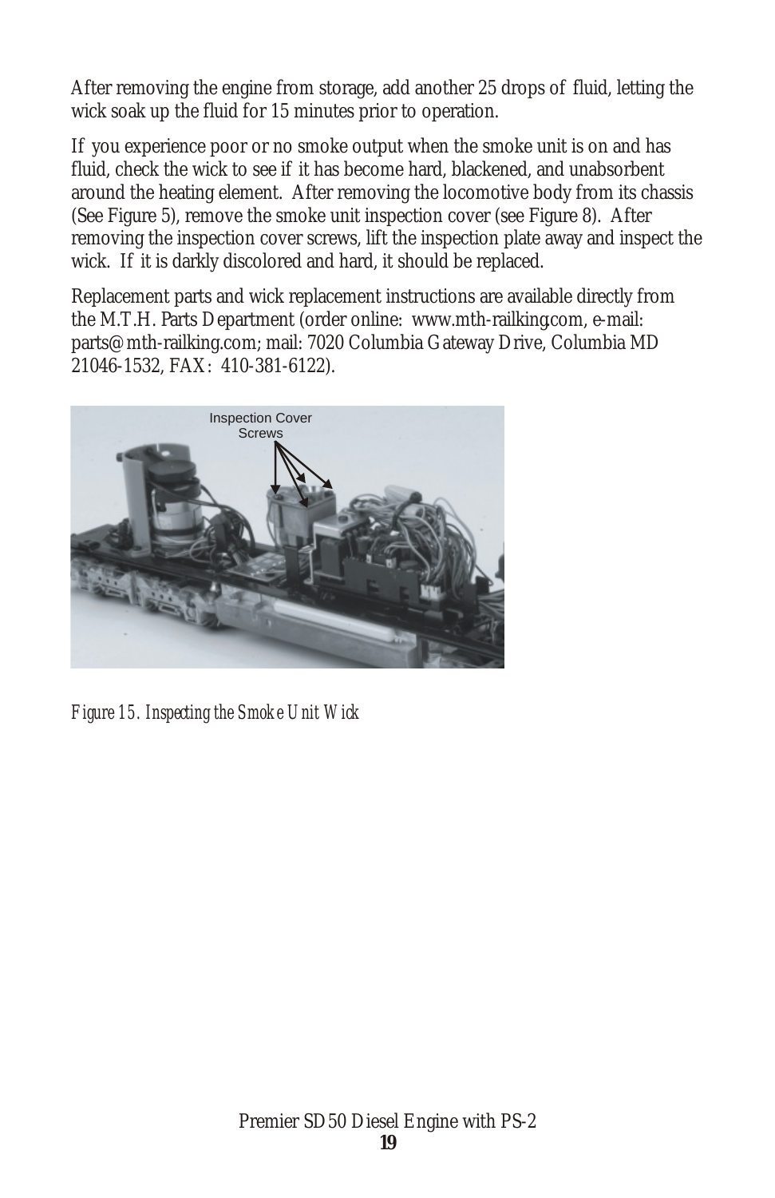After removing the engine from storage, add another 25 drops of fluid, letting the wick soak up the fluid for 15 minutes prior to operation.

If you experience poor or no smoke output when the smoke unit is on and has fluid, check the wick to see if it has become hard, blackened, and unabsorbent around the heating element. After removing the locomotive body from its chassis (See Figure 5), remove the smoke unit inspection cover (see Figure 8). After removing the inspection cover screws, lift the inspection plate away and inspect the wick. If it is darkly discolored and hard, it should be replaced.

Replacement parts and wick replacement instructions are available directly from the M.T.H. Parts Department (order online: www.mth-railking.com, e-mail: parts@mth-railking.com; mail: 7020 Columbia Gateway Drive, Columbia MD 21046-1532, FAX: 410-381-6122).

Inspection Cover Screws

*Figure 15. Inspecting the Smoke Unit Wick*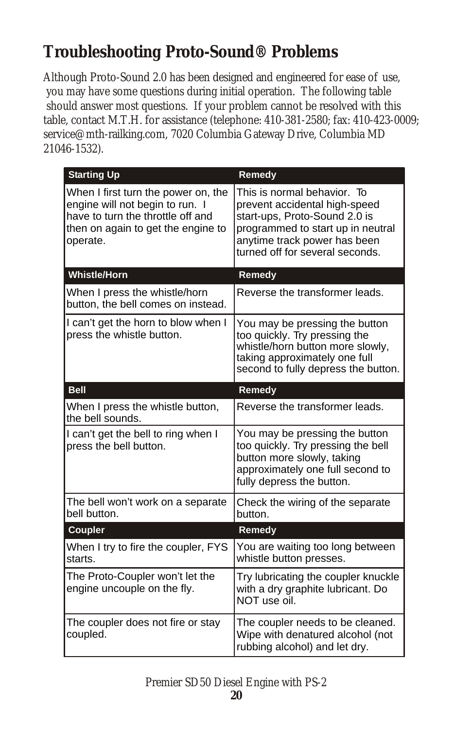# Troubleshooting Proto-Sound® Problems

Although Proto-Sound 2.0 has been designed and engineered for ease of use, you may have some questions during initial operation. The following table should answer most questions. If your problem cannot be resolved with this table, contact M.T.H. for assistance (telephone: 410-381-2580; fax: 410-423-0009; service@mth-railking.com, 7020 Columbia Gateway Drive, Columbia MD 21046-1532).

| Starting Up | Remedy |
|---|---|
| When I first turn the power on, the engine will not begin to run. I have to turn the throttle off and then on again to get the engine to operate. | This is normal behavior. To prevent accidental high-speed start-ups, Proto-Sound 2.0 is programmed to start up in neutral anytime track power has been turned off for several seconds. |
| **Whistle/Horn** | **Remedy** |
| When I press the whistle/horn button, the bell comes on instead. | Reverse the transformer leads. |
| I can't get the horn to blow when I press the whistle button. | You may be pressing the button too quickly. Try pressing the whistle/horn button more slowly, taking approximately one full second to fully depress the button. |
| **Bell** | **Remedy** |
| When I press the whistle button, the bell sounds. | Reverse the transformer leads. |
| I can't get the bell to ring when I press the bell button. | You may be pressing the button too quickly. Try pressing the bell button more slowly, taking approximately one full second to fully depress the button. |
| The bell won't work on a separate bell button. | Check the wiring of the separate button. |
| **Coupler** | **Remedy** |
| When I try to fire the coupler, FYS starts. | You are waiting too long between whistle button presses. |
| The Proto-Coupler won't let the engine uncouple on the fly. | Try lubricating the coupler knuckle with a dry graphite lubricant. Do NOT use oil. |
| The coupler does not fire or stay coupled. | The coupler needs to be cleaned. Wipe with denatured alcohol (not rubbing alcohol) and let dry. |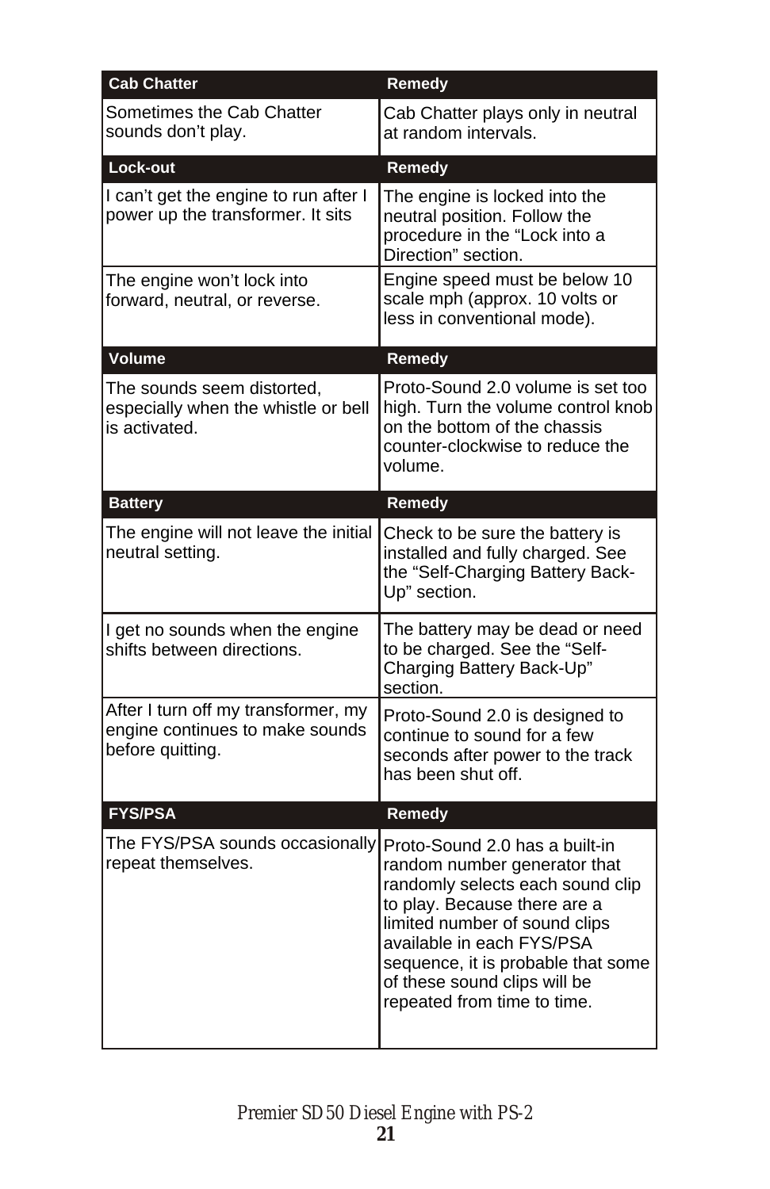| Cab Chatter | Remedy |
|---|---|
| Sometimes the Cab Chatter sounds don't play. | Cab Chatter plays only in neutral at random intervals. |
| **Lock-out** | **Remedy** |
| I can't get the engine to run after I power up the transformer. It sits | The engine is locked into the neutral position. Follow the procedure in the "Lock into a Direction" section. |
| The engine won't lock into forward, neutral, or reverse. | Engine speed must be below 10 scale mph (approx. 10 volts or less in conventional mode). |
| **Volume** | **Remedy** |
| The sounds seem distorted, especially when the whistle or bell is activated. | Proto-Sound 2.0 volume is set too high. Turn the volume control knob on the bottom of the chassis counter-clockwise to reduce the volume. |
| **Battery** | **Remedy** |
| The engine will not leave the initial neutral setting. | Check to be sure the battery is installed and fully charged. See the "Self-Charging Battery Back-Up" section. |
| I get no sounds when the engine shifts between directions. | The battery may be dead or need to be charged. See the "Self-Charging Battery Back-Up" section. |
| After I turn off my transformer, my engine continues to make sounds before quitting. | Proto-Sound 2.0 is designed to continue to sound for a few seconds after power to the track has been shut off. |
| **FYS/PSA** | **Remedy** |
| The FYS/PSA sounds occasionally repeat themselves. | Proto-Sound 2.0 has a built-in random number generator that randomly selects each sound clip to play. Because there are a limited number of sound clips available in each FYS/PSA sequence, it is probable that some of these sound clips will be repeated from time to time. |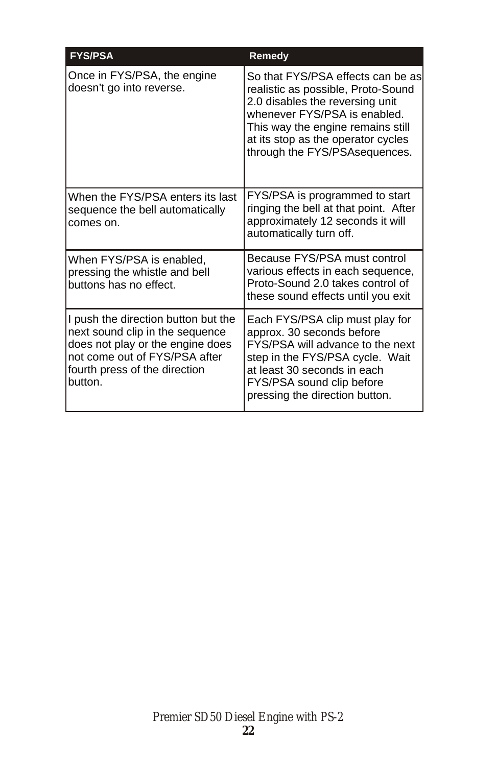| FYS/PSA | Remedy |
|---|---|
| Once in FYS/PSA, the engine doesn't go into reverse. | So that FYS/PSA effects can be as realistic as possible, Proto-Sound 2.0 disables the reversing unit whenever FYS/PSA is enabled. This way the engine remains still at its stop as the operator cycles through the FYS/PSAsequences. |
| When the FYS/PSA enters its last sequence the bell automatically comes on. | FYS/PSA is programmed to start ringing the bell at that point. After approximately 12 seconds it will automatically turn off. |
| When FYS/PSA is enabled, pressing the whistle and bell buttons has no effect. | Because FYS/PSA must control various effects in each sequence, Proto-Sound 2.0 takes control of these sound effects until you exit |
| I push the direction button but the next sound clip in the sequence does not play or the engine does not come out of FYS/PSA after fourth press of the direction button. | Each FYS/PSA clip must play for approx. 30 seconds before FYS/PSA will advance to the next step in the FYS/PSA cycle. Wait at least 30 seconds in each FYS/PSA sound clip before pressing the direction button. |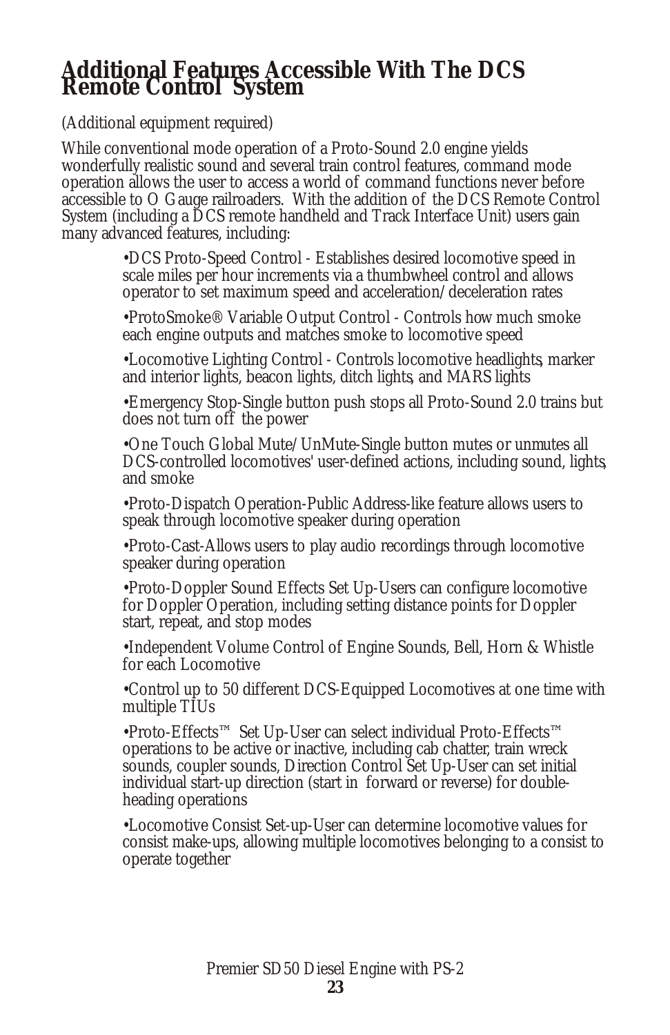# Additional Features Accessible With The DCS Remote Control System

(Additional equipment required)

While conventional mode operation of a Proto-Sound 2.0 engine yields wonderfully realistic sound and several train control features, command mode operation allows the user to access a world of command functions never before accessible to O Gauge railroaders. With the addition of the DCS Remote Control System (including a DCS remote handheld and Track Interface Unit) users gain many advanced features, including:

- •DCS Proto-Speed Control - Establishes desired locomotive speed in scale miles per hour increments via a thumbwheel control and allows operator to set maximum speed and acceleration/deceleration rates
- •ProtoSmoke® Variable Output Control - Controls how much smoke each engine outputs and matches smoke to locomotive speed
- •Locomotive Lighting Control - Controls locomotive headlights, marker and interior lights, beacon lights, ditch lights, and MARS lights
- •Emergency Stop-Single button push stops all Proto-Sound 2.0 trains but does not turn off the power
- •One Touch Global Mute/UnMute-Single button mutes or unmutes all DCS-controlled locomotives' user-defined actions, including sound, lights, and smoke
- •Proto-Dispatch Operation-Public Address-like feature allows users to speak through locomotive speaker during operation
- •Proto-Cast-Allows users to play audio recordings through locomotive speaker during operation
- •Proto-Doppler Sound Effects Set Up-Users can configure locomotive for Doppler Operation, including setting distance points for Doppler start, repeat, and stop modes
- •Independent Volume Control of Engine Sounds, Bell, Horn & Whistle for each Locomotive
- •Control up to 50 different DCS-Equipped Locomotives at one time with multiple TIUs
- •Proto-Effects™ Set Up-User can select individual Proto-Effects™ operations to be active or inactive, including cab chatter, train wreck sounds, coupler sounds, Direction Control Set Up-User can set initial individual start-up direction (start in forward or reverse) for double-heading operations
- •Locomotive Consist Set-up-User can determine locomotive values for consist make-ups, allowing multiple locomotives belonging to a consist to operate together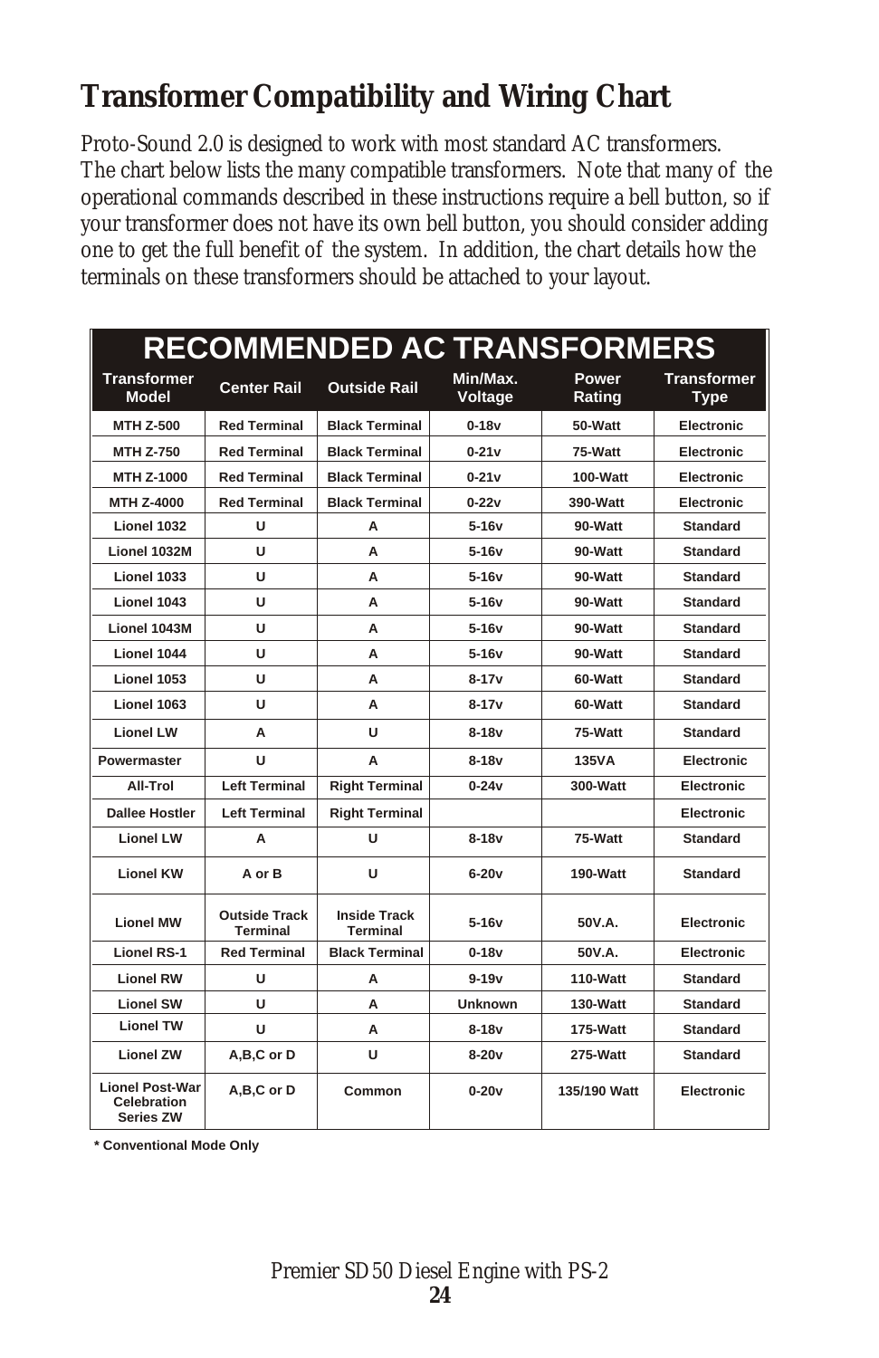# Transformer Compatibility and Wiring Chart

Proto-Sound 2.0 is designed to work with most standard AC transformers. The chart below lists the many compatible transformers. Note that many of the operational commands described in these instructions require a bell button, so if your transformer does not have its own bell button, you should consider adding one to get the full benefit of the system. In addition, the chart details how the terminals on these transformers should be attached to your layout.

| RECOMMENDED AC TRANSFORMERS | | | | | |
|---|---|---|---|---|---|
| **Transformer Model** | **Center Rail** | **Outside Rail** | **Min/Max. Voltage** | **Power Rating** | **Transformer Type** |
| MTH Z-500 | Red Terminal | Black Terminal | 0-18v | 50-Watt | Electronic |
| MTH Z-750 | Red Terminal | Black Terminal | 0-21v | 75-Watt | Electronic |
| MTH Z-1000 | Red Terminal | Black Terminal | 0-21v | 100-Watt | Electronic |
| MTH Z-4000 | Red Terminal | Black Terminal | 0-22v | 390-Watt | Electronic |
| Lionel 1032 | U | A | 5-16v | 90-Watt | Standard |
| Lionel 1032M | U | A | 5-16v | 90-Watt | Standard |
| Lionel 1033 | U | A | 5-16v | 90-Watt | Standard |
| Lionel 1043 | U | A | 5-16v | 90-Watt | Standard |
| Lionel 1043M | U | A | 5-16v | 90-Watt | Standard |
| Lionel 1044 | U | A | 5-16v | 90-Watt | Standard |
| Lionel 1053 | U | A | 8-17v | 60-Watt | Standard |
| Lionel 1063 | U | A | 8-17v | 60-Watt | Standard |
| Lionel LW | A | U | 8-18v | 75-Watt | Standard |
| Powermaster | U | A | 8-18v | 135VA | Electronic |
| All-Trol | Left Terminal | Right Terminal | 0-24v | 300-Watt | Electronic |
| Dallee Hostler | Left Terminal | Right Terminal | | | Electronic |
| Lionel LW | A | U | 8-18v | 75-Watt | Standard |
| Lionel KW | A or B | U | 6-20v | 190-Watt | Standard |
| Lionel MW | Outside Track Terminal | Inside Track Terminal | 5-16v | 50V.A. | Electronic |
| Lionel RS-1 | Red Terminal | Black Terminal | 0-18v | 50V.A. | Electronic |
| Lionel RW | U | A | 9-19v | 110-Watt | Standard |
| Lionel SW | U | A | Unknown | 130-Watt | Standard |
| Lionel TW | U | A | 8-18v | 175-Watt | Standard |
| Lionel ZW | A,B,C or D | U | 8-20v | 275-Watt | Standard |
| Lionel Post-War Celebration Series ZW | A,B,C or D | Common | 0-20v | 135/190 Watt | Electronic |

**\* Conventional Mode Only**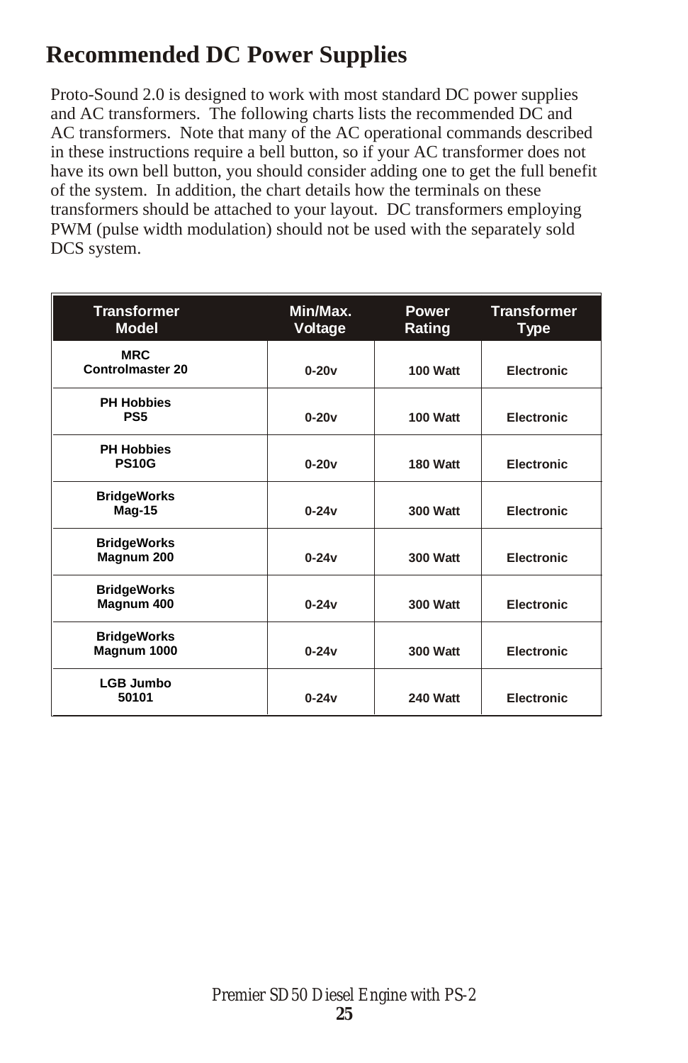# Recommended DC Power Supplies

Proto-Sound 2.0 is designed to work with most standard DC power supplies and AC transformers. The following charts lists the recommended DC and AC transformers. Note that many of the AC operational commands described in these instructions require a bell button, so if your AC transformer does not have its own bell button, you should consider adding one to get the full benefit of the system. In addition, the chart details how the terminals on these transformers should be attached to your layout. DC transformers employing PWM (pulse width modulation) should not be used with the separately sold DCS system.

| Transformer Model | Min/Max. Voltage | Power Rating | Transformer Type |
|---|---|---|---|
| MRC Controlmaster 20 | 0-20v | 100 Watt | Electronic |
| PH Hobbies PS5 | 0-20v | 100 Watt | Electronic |
| PH Hobbies PS10G | 0-20v | 180 Watt | Electronic |
| BridgeWorks Mag-15 | 0-24v | 300 Watt | Electronic |
| BridgeWorks Magnum 200 | 0-24v | 300 Watt | Electronic |
| BridgeWorks Magnum 400 | 0-24v | 300 Watt | Electronic |
| BridgeWorks Magnum 1000 | 0-24v | 300 Watt | Electronic |
| LGB Jumbo 50101 | 0-24v | 240 Watt | Electronic |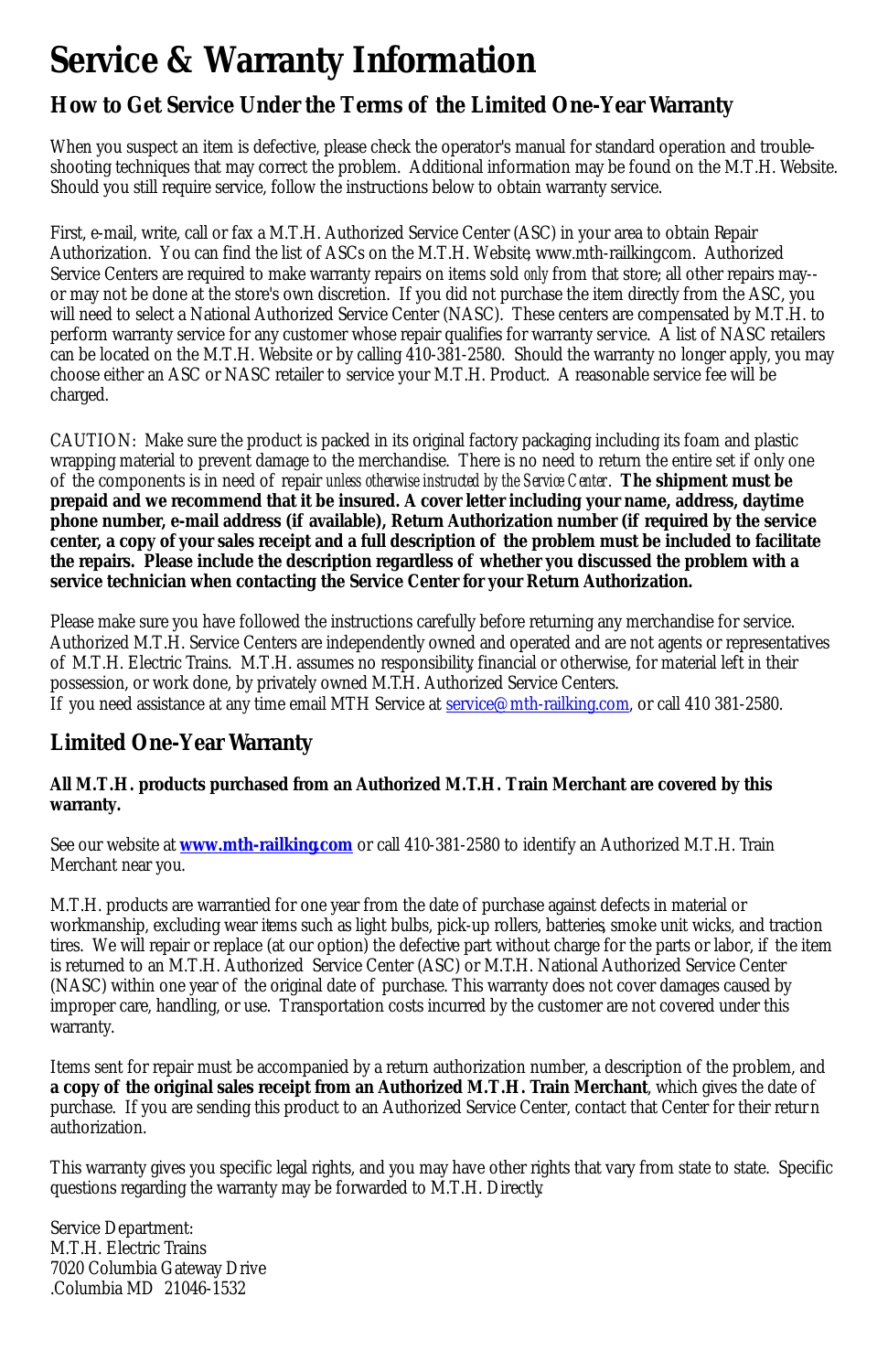# Service & Warranty Information

## How to Get Service Under the Terms of the Limited One-Year Warranty

When you suspect an item is defective, please check the operator's manual for standard operation and trouble-shooting techniques that may correct the problem. Additional information may be found on the M.T.H. Website. Should you still require service, follow the instructions below to obtain warranty service.

First, e-mail, write, call or fax a M.T.H. Authorized Service Center (ASC) in your area to obtain Repair Authorization. You can find the list of ASCs on the M.T.H. Website, www.mth-railkingcom. Authorized Service Centers are required to make warranty repairs on items sold *only* from that store; all other repairs may--or may not be done at the store's own discretion. If you did not purchase the item directly from the ASC, you will need to select a National Authorized Service Center (NASC). These centers are compensated by M.T.H. to perform warranty service for any customer whose repair qualifies for warranty service. A list of NASC retailers can be located on the M.T.H. Website or by calling 410-381-2580. Should the warranty no longer apply, you may choose either an ASC or NASC retailer to service your M.T.H. Product. A reasonable service fee will be charged.

CAUTION: Make sure the product is packed in its original factory packaging including its foam and plastic wrapping material to prevent damage to the merchandise. There is no need to return the entire set if only one of the components is in need of repair *unless otherwise instructed by the Service Center*. **The shipment must be prepaid and we recommend that it be insured. A cover letter including your name, address, daytime phone number, e-mail address (if available), Return Authorization number (if required by the service center, a copy of your sales receipt and a full description of the problem must be included to facilitate the repairs. Please include the description regardless of whether you discussed the problem with a service technician when contacting the Service Center for your Return Authorization.**

Please make sure you have followed the instructions carefully before returning any merchandise for service. Authorized M.T.H. Service Centers are independently owned and operated and are not agents or representatives of M.T.H. Electric Trains. M.T.H. assumes no responsibility, financial or otherwise, for material left in their possession, or work done, by privately owned M.T.H. Authorized Service Centers.
If you need assistance at any time email MTH Service at service@mth-railking.com, or call 410 381-2580.

## Limited One-Year Warranty

**All M.T.H. products purchased from an Authorized M.T.H. Train Merchant are covered by this warranty.**

See our website at **www.mth-railking.com** or call 410-381-2580 to identify an Authorized M.T.H. Train Merchant near you.

M.T.H. products are warrantied for one year from the date of purchase against defects in material or workmanship, excluding wear items such as light bulbs, pick-up rollers, batteries, smoke unit wicks, and traction tires. We will repair or replace (at our option) the defective part without charge for the parts or labor, if the item is returned to an M.T.H. Authorized Service Center (ASC) or M.T.H. National Authorized Service Center (NASC) within one year of the original date of purchase. This warranty does not cover damages caused by improper care, handling, or use. Transportation costs incurred by the customer are not covered under this warranty.

Items sent for repair must be accompanied by a return authorization number, a description of the problem, and **a copy of the original sales receipt from an Authorized M.T.H. Train Merchant**, which gives the date of purchase. If you are sending this product to an Authorized Service Center, contact that Center for their return authorization.

This warranty gives you specific legal rights, and you may have other rights that vary from state to state. Specific questions regarding the warranty may be forwarded to M.T.H. Directly.

Service Department:
M.T.H. Electric Trains
7020 Columbia Gateway Drive
.Columbia MD 21046-1532